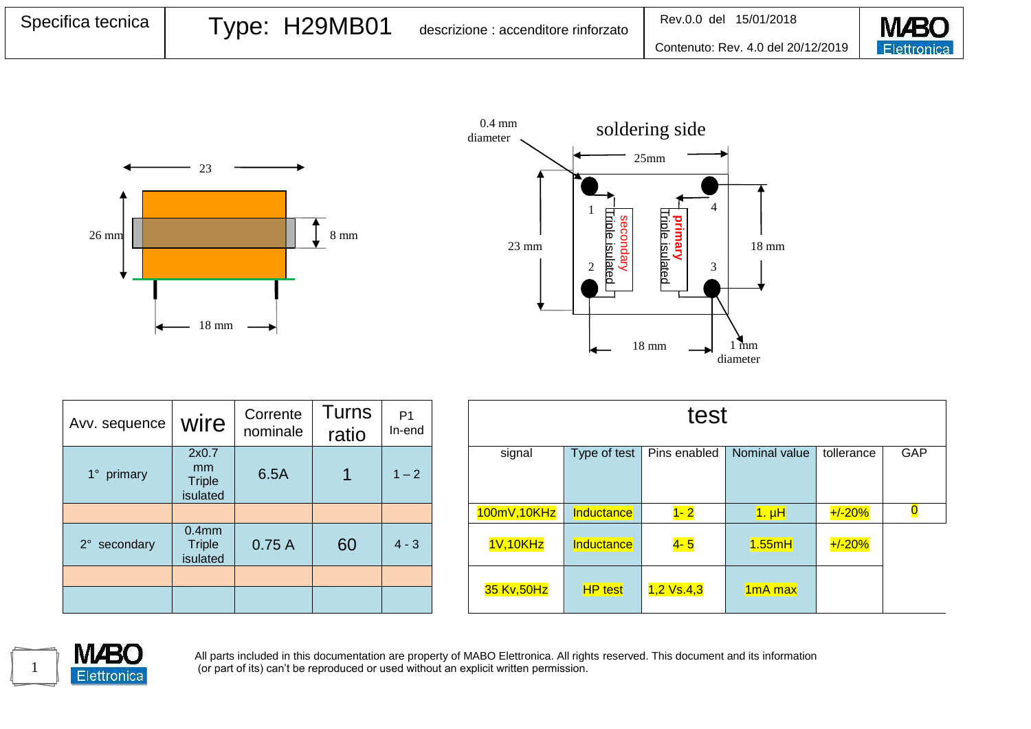| Specifica tecnica | Type: H29MB01 | descrizione : accenditore rinforzato | Rev.0.0 del 15/01/2018 Contenuto: Rev. 4.0 del 20/12/2019 | MABO Elettronica |
|---|---|---|---|---|

23

26 mm

8 mm

18 mm

0.4 mm diameter

soldering side

25mm

1 4 2 3

secondary Triple isulated

primary Triple isulated

23 mm

18 mm

18 mm

1 mm diameter

| Avv. sequence | wire | Corrente nominale | Turns ratio | P1 In-end |
|---|---|---|---|---|
| 1° primary | 2x0.7 mm Triple isulated | 6.5A | 1 | 1 – 2 |
| | | | | |
| 2° secondary | 0.4mm Triple isulated | 0.75 A | 60 | 4 - 3 |
| | | | | |
| | | | | |

| test | | | | | |
|---|---|---|---|---|---|
| signal | Type of test | Pins enabled | Nominal value | tollerance | GAP |
| 100mV,10KHz | Inductance | 1- 2 | 1. µH | +/-20% | 0 |
| 1V,10KHz | Inductance | 4- 5 | 1.55mH | +/-20% | |
| 35 Kv,50Hz | HP test | 1,2 Vs.4,3 | 1mA max | | |

All parts included in this documentation are property of MABO Elettronica. All rights reserved. This document and its information (or part of its) can't be reproduced or used without an explicit written permission.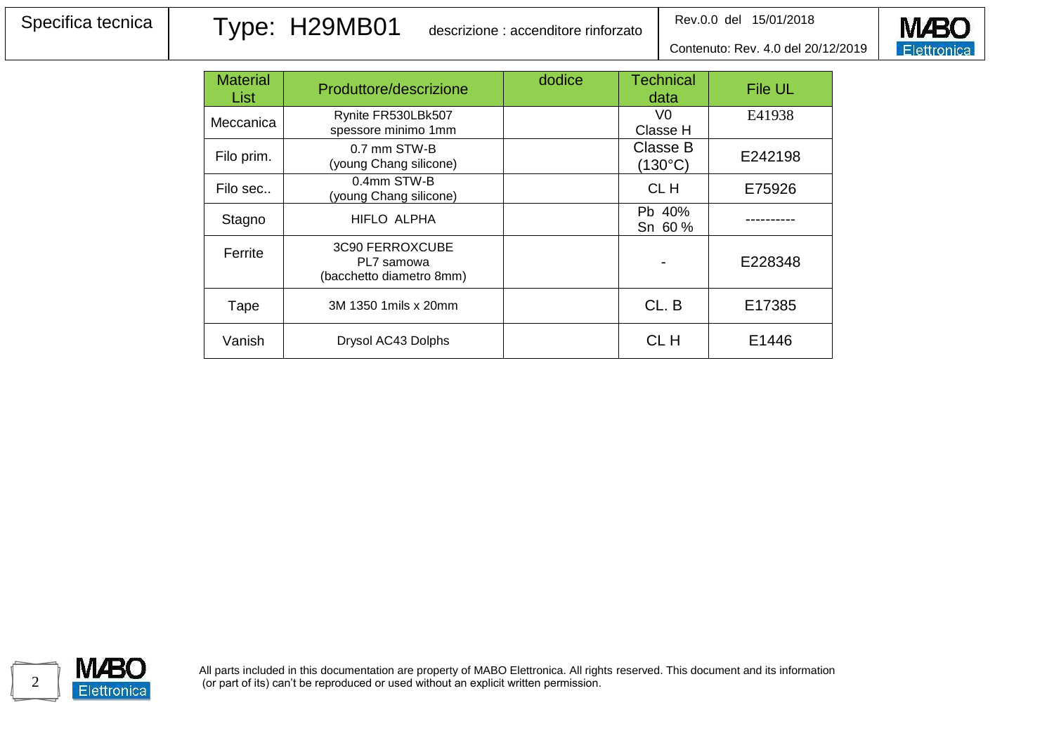| Specifica tecnica | Type: H29MB01 | descrizione : accenditore rinforzato | Rev.0.0 del 15/01/2018 Contenuto: Rev. 4.0 del 20/12/2019 |
|---|---|---|---|

| Material List | Produttore/descrizione | dodice | Technical data | File UL |
|---|---|---|---|---|
| Meccanica | Rynite FR530LBk507 spessore minimo 1mm | | V0 Classe H | E41938 |
| Filo prim. | 0.7 mm STW-B (young Chang silicone) | | Classe B (130°C) | E242198 |
| Filo sec.. | 0.4mm STW-B (young Chang silicone) | | CL H | E75926 |
| Stagno | HIFLO ALPHA | | Pb 40% Sn 60 % | ---------- |
| Ferrite | 3C90 FERROXCUBE PL7 samowa (bacchetto diametro 8mm) | | - | E228348 |
| Tape | 3M 1350 1mils x 20mm | | CL. B | E17385 |
| Vanish | Drysol AC43 Dolphs | | CL H | E1446 |

All parts included in this documentation are property of MABO Elettronica. All rights reserved. This document and its information (or part of its) can't be reproduced or used without an explicit written permission.